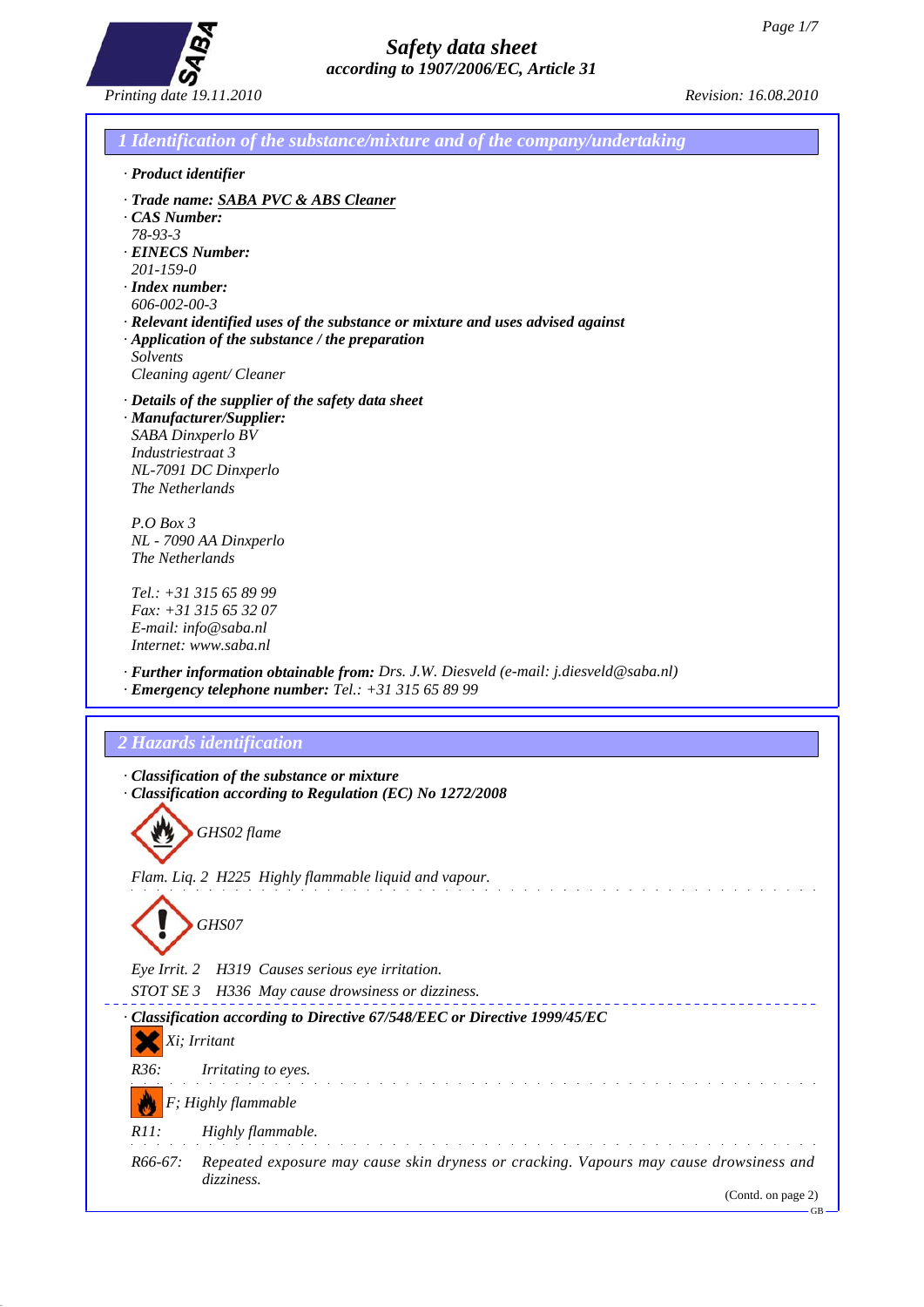# Safety data sheet
*according to 1907/2006/EC, Article 31*

Printing date 19.11.2010 Revision: 16.08.2010

## 1 Identification of the substance/mixture and of the company/undertaking

· **Product identifier**

· **Trade name: SABA PVC & ABS Cleaner**
· **CAS Number:**
78-93-3
· **EINECS Number:**
201-159-0
· **Index number:**
606-002-00-3
· **Relevant identified uses of the substance or mixture and uses advised against**
· **Application of the substance / the preparation**
Solvents
Cleaning agent/ Cleaner

· **Details of the supplier of the safety data sheet**
· **Manufacturer/Supplier:**
SABA Dinxperlo BV
Industriestraat 3
NL-7091 DC Dinxperlo
The Netherlands

P.O Box 3
NL - 7090 AA Dinxperlo
The Netherlands

Tel.: +31 315 65 89 99
Fax: +31 315 65 32 07
E-mail: info@saba.nl
Internet: www.saba.nl

· **Further information obtainable from:** Drs. J.W. Diesveld (e-mail: j.diesveld@saba.nl)
· **Emergency telephone number:** Tel.: +31 315 65 89 99

## 2 Hazards identification

· **Classification of the substance or mixture**
· **Classification according to Regulation (EC) No 1272/2008**

GHS02 flame

Flam. Liq. 2 H225 Highly flammable liquid and vapour.

GHS07

Eye Irrit. 2 H319 Causes serious eye irritation.
STOT SE 3 H336 May cause drowsiness or dizziness.

· **Classification according to Directive 67/548/EEC or Directive 1999/45/EC**

Xi; Irritant

R36: Irritating to eyes.

F; Highly flammable

R11: Highly flammable.

R66-67: Repeated exposure may cause skin dryness or cracking. Vapours may cause drowsiness and dizziness.

(Contd. on page 2)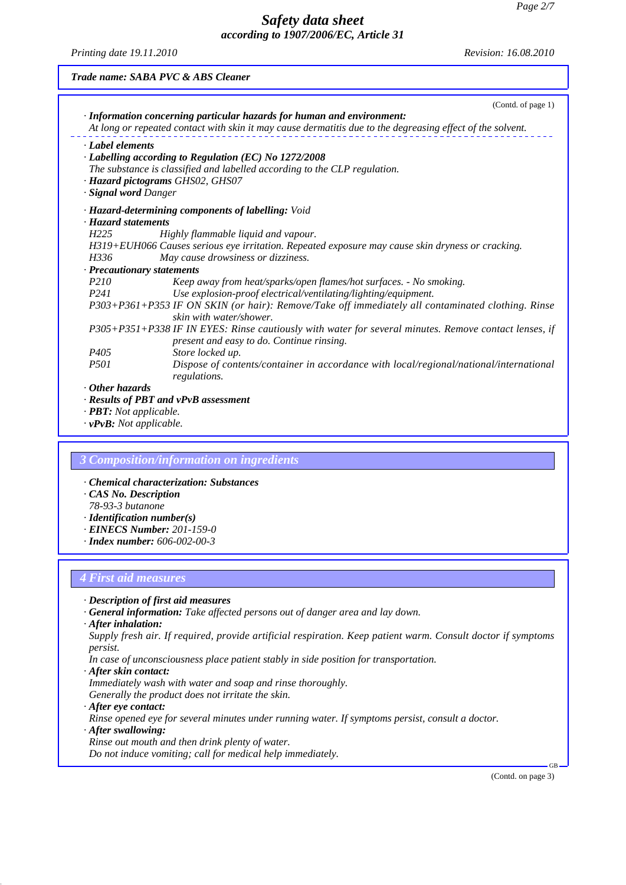(Contd. of page 1)

· ***Information concerning particular hazards for human and environment:***
*At long or repeated contact with skin it may cause dermatitis due to the degreasing effect of the solvent.*

· ***Label elements***
· ***Labelling according to Regulation (EC) No 1272/2008***
*The substance is classified and labelled according to the CLP regulation.*
· ***Hazard pictograms*** *GHS02, GHS07*
· ***Signal word*** *Danger*

· ***Hazard-determining components of labelling:*** *Void*
· ***Hazard statements***

| | |
|---|---|
| *H225* | *Highly flammable liquid and vapour.* |
| *H319+EUH066* | *Causes serious eye irritation. Repeated exposure may cause skin dryness or cracking.* |
| *H336* | *May cause drowsiness or dizziness.* |

· ***Precautionary statements***

| | |
|---|---|
| *P210* | *Keep away from heat/sparks/open flames/hot surfaces. - No smoking.* |
| *P241* | *Use explosion-proof electrical/ventilating/lighting/equipment.* |
| *P303+P361+P353* | *IF ON SKIN (or hair): Remove/Take off immediately all contaminated clothing. Rinse skin with water/shower.* |
| *P305+P351+P338* | *IF IN EYES: Rinse cautiously with water for several minutes. Remove contact lenses, if present and easy to do. Continue rinsing.* |
| *P405* | *Store locked up.* |
| *P501* | *Dispose of contents/container in accordance with local/regional/national/international regulations.* |

· ***Other hazards***
· ***Results of PBT and vPvB assessment***
· ***PBT:*** *Not applicable.*
· ***vPvB:*** *Not applicable.*

## *3 Composition/information on ingredients*

· ***Chemical characterization: Substances***
· ***CAS No. Description***
*78-93-3 butanone*
· ***Identification number(s)***
· ***EINECS Number:*** *201-159-0*
· ***Index number:*** *606-002-00-3*

## *4 First aid measures*

· ***Description of first aid measures***
· ***General information:*** *Take affected persons out of danger area and lay down.*
· ***After inhalation:***
*Supply fresh air. If required, provide artificial respiration. Keep patient warm. Consult doctor if symptoms persist.*
*In case of unconsciousness place patient stably in side position for transportation.*
· ***After skin contact:***
*Immediately wash with water and soap and rinse thoroughly.*
*Generally the product does not irritate the skin.*
· ***After eye contact:***
*Rinse opened eye for several minutes under running water. If symptoms persist, consult a doctor.*
· ***After swallowing:***
*Rinse out mouth and then drink plenty of water.*
*Do not induce vomiting; call for medical help immediately.*

(Contd. on page 3)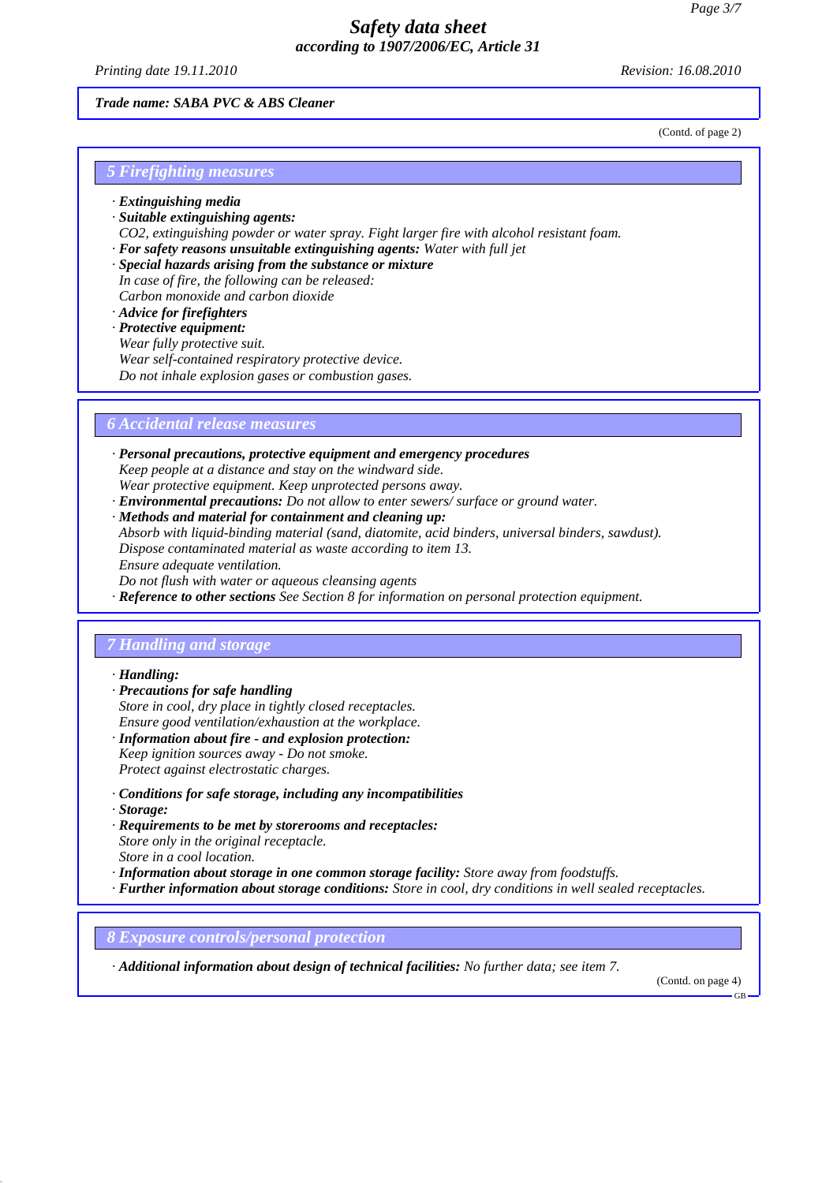*Trade name: SABA PVC & ABS Cleaner*

(Contd. of page 2)

## *5 Firefighting measures*

- ***Extinguishing media***
- ***Suitable extinguishing agents:***
  *$CO_2$, extinguishing powder or water spray. Fight larger fire with alcohol resistant foam.*
- ***For safety reasons unsuitable extinguishing agents:*** *Water with full jet*
- ***Special hazards arising from the substance or mixture***
  *In case of fire, the following can be released:*
  *Carbon monoxide and carbon dioxide*
- ***Advice for firefighters***
- ***Protective equipment:***
  *Wear fully protective suit.*
  *Wear self-contained respiratory protective device.*
  *Do not inhale explosion gases or combustion gases.*

## *6 Accidental release measures*

- ***Personal precautions, protective equipment and emergency procedures***
  *Keep people at a distance and stay on the windward side.*
  *Wear protective equipment. Keep unprotected persons away.*
- ***Environmental precautions:*** *Do not allow to enter sewers/ surface or ground water.*
- ***Methods and material for containment and cleaning up:***
  *Absorb with liquid-binding material (sand, diatomite, acid binders, universal binders, sawdust).*
  *Dispose contaminated material as waste according to item 13.*
  *Ensure adequate ventilation.*
  *Do not flush with water or aqueous cleansing agents*
- ***Reference to other sections*** *See Section 8 for information on personal protection equipment.*

## *7 Handling and storage*

- ***Handling:***
- ***Precautions for safe handling***
  *Store in cool, dry place in tightly closed receptacles.*
  *Ensure good ventilation/exhaustion at the workplace.*
- ***Information about fire - and explosion protection:***
  *Keep ignition sources away - Do not smoke.*
  *Protect against electrostatic charges.*

- ***Conditions for safe storage, including any incompatibilities***
- ***Storage:***
- ***Requirements to be met by storerooms and receptacles:***
  *Store only in the original receptacle.*
  *Store in a cool location.*
- ***Information about storage in one common storage facility:*** *Store away from foodstuffs.*
- ***Further information about storage conditions:*** *Store in cool, dry conditions in well sealed receptacles.*

## *8 Exposure controls/personal protection*

- ***Additional information about design of technical facilities:*** *No further data; see item 7.*

(Contd. on page 4)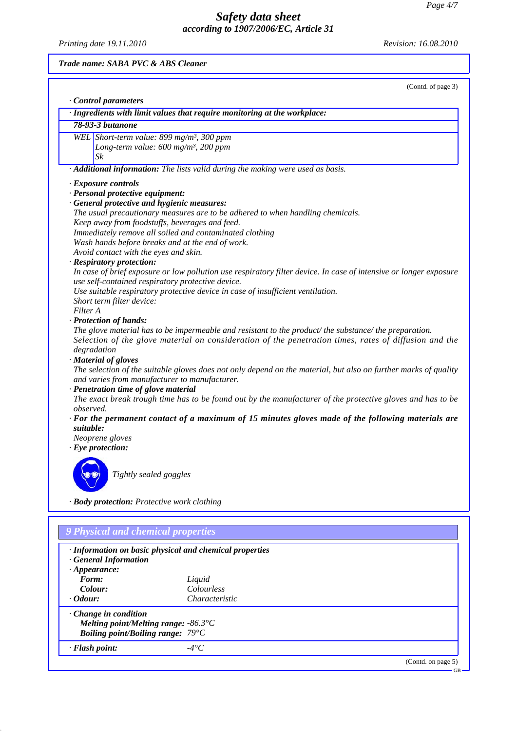**Trade name: SABA PVC & ABS Cleaner**

(Contd. of page 3)

· **Control parameters**

| · **Ingredients with limit values that require monitoring at the workplace:** | |
|---|---|
| **78-93-3 butanone** | |
| WEL | Short-term value: 899 mg/m³, 300 ppm<br>Long-term value: 600 mg/m³, 200 ppm<br>Sk |

· **Additional information:** The lists valid during the making were used as basis.

· **Exposure controls**

· **Personal protective equipment:**

· **General protective and hygienic measures:**
The usual precautionary measures are to be adhered to when handling chemicals.
Keep away from foodstuffs, beverages and feed.
Immediately remove all soiled and contaminated clothing
Wash hands before breaks and at the end of work.
Avoid contact with the eyes and skin.

· **Respiratory protection:**
In case of brief exposure or low pollution use respiratory filter device. In case of intensive or longer exposure use self-contained respiratory protective device.
Use suitable respiratory protective device in case of insufficient ventilation.
Short term filter device:
Filter A

· **Protection of hands:**
The glove material has to be impermeable and resistant to the product/ the substance/ the preparation.
Selection of the glove material on consideration of the penetration times, rates of diffusion and the degradation

· **Material of gloves**
The selection of the suitable gloves does not only depend on the material, but also on further marks of quality and varies from manufacturer to manufacturer.

· **Penetration time of glove material**
The exact break trough time has to be found out by the manufacturer of the protective gloves and has to be observed.

· **For the permanent contact of a maximum of 15 minutes gloves made of the following materials are suitable:**
Neoprene gloves

· **Eye protection:**

Tightly sealed goggles

· **Body protection:** Protective work clothing

## 9 Physical and chemical properties

· **Information on basic physical and chemical properties**

· **General Information**

· **Appearance:**

| | |
|---|---|
| **Form:** | Liquid |
| **Colour:** | Colourless |
| · **Odour:** | Characteristic |

· **Change in condition**

| | |
|---|---|
| **Melting point/Melting range:** | -86.3°C |
| **Boiling point/Boiling range:** | 79°C |

| | |
|---|---|
| · **Flash point:** | -4°C |

(Contd. on page 5)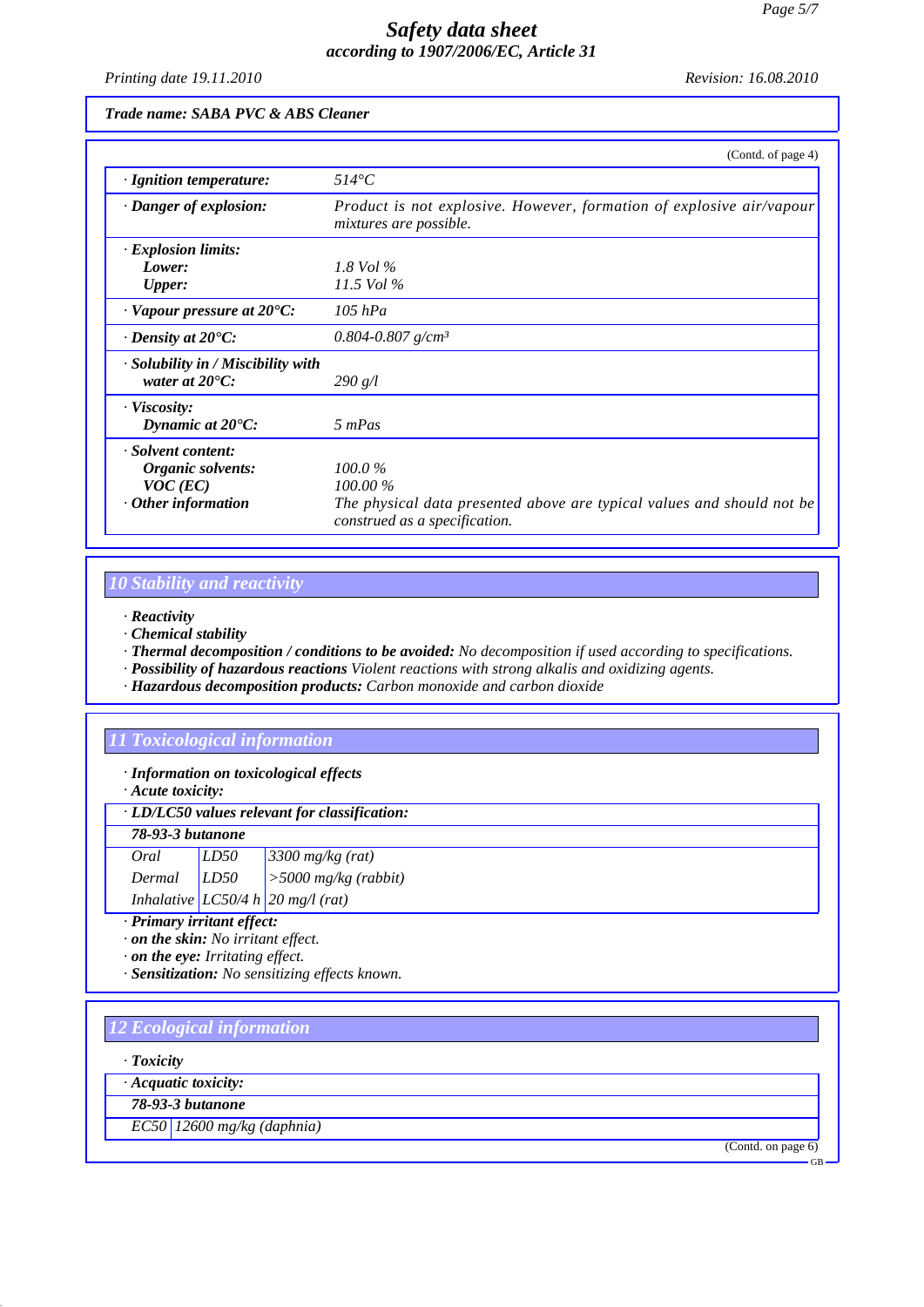**Trade name: SABA PVC & ABS Cleaner**

(Contd. of page 4)

| | |
|---|---|
| · **Ignition temperature:** | 514°C |
| · **Danger of explosion:** | Product is not explosive. However, formation of explosive air/vapour mixtures are possible. |
| · **Explosion limits:** | |
| **Lower:** | 1.8 Vol % |
| **Upper:** | 11.5 Vol % |
| · **Vapour pressure at 20°C:** | 105 hPa |
| · **Density at 20°C:** | 0.804-0.807 g/cm³ |
| · **Solubility in / Miscibility with water at 20°C:** | 290 g/l |
| · **Viscosity:** | |
| **Dynamic at 20°C:** | 5 mPas |
| · **Solvent content:** | |
| **Organic solvents:** | 100.0 % |
| **VOC (EC)** | 100.00 % |
| · **Other information** | The physical data presented above are typical values and should not be construed as a specification. |

## 10 Stability and reactivity

· **Reactivity**
· **Chemical stability**
· **Thermal decomposition / conditions to be avoided:** No decomposition if used according to specifications.
· **Possibility of hazardous reactions** Violent reactions with strong alkalis and oxidizing agents.
· **Hazardous decomposition products:** Carbon monoxide and carbon dioxide

## 11 Toxicological information

· **Information on toxicological effects**
· **Acute toxicity:**

| · **LD/LC50 values relevant for classification:** | | |
|---|---|---|
| **78-93-3 butanone** | | |
| Oral | LD50 | 3300 mg/kg (rat) |
| Dermal | LD50 | >5000 mg/kg (rabbit) |
| Inhalative | LC50/4 h | 20 mg/l (rat) |

· **Primary irritant effect:**
· **on the skin:** No irritant effect.
· **on the eye:** Irritating effect.
· **Sensitization:** No sensitizing effects known.

## 12 Ecological information

· **Toxicity**

| · **Acquatic toxicity:** | |
|---|---|
| **78-93-3 butanone** | |
| EC50 | 12600 mg/kg (daphnia) |

(Contd. on page 6)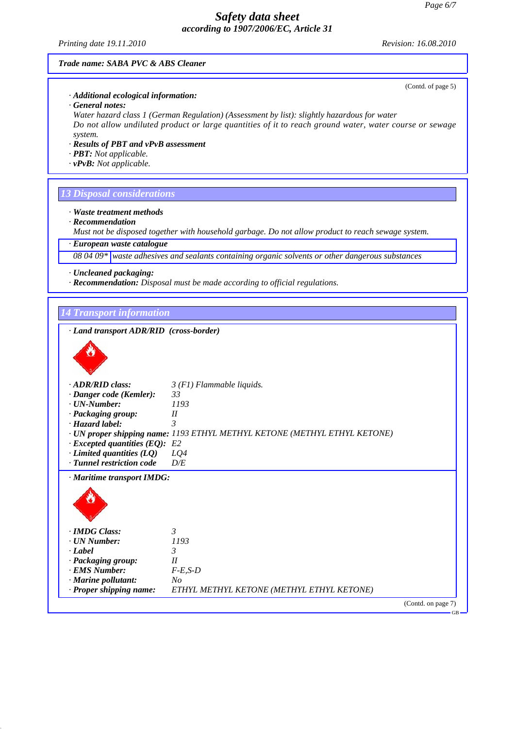*Trade name: SABA PVC & ABS Cleaner*

(Contd. of page 5)

· ***Additional ecological information:***
· ***General notes:***
*Water hazard class 1 (German Regulation) (Assessment by list): slightly hazardous for water*
*Do not allow undiluted product or large quantities of it to reach ground water, water course or sewage system.*
· ***Results of PBT and vPvB assessment***
· ***PBT:*** *Not applicable.*
· ***vPvB:*** *Not applicable.*

## 13 Disposal considerations

· ***Waste treatment methods***
· ***Recommendation***
*Must not be disposed together with household garbage. Do not allow product to reach sewage system.*

· ***European waste catalogue***

| | |
|---|---|
| *08 04 09\** | *waste adhesives and sealants containing organic solvents or other dangerous substances* |

· ***Uncleaned packaging:***
· ***Recommendation:*** *Disposal must be made according to official regulations.*

## 14 Transport information

· ***Land transport ADR/RID (cross-border)***

· ***ADR/RID class:*** *3 (F1) Flammable liquids.*
· ***Danger code (Kemler):*** *33*
· ***UN-Number:*** *1193*
· ***Packaging group:*** *II*
· ***Hazard label:*** *3*
· ***UN proper shipping name:*** *1193 ETHYL METHYL KETONE (METHYL ETHYL KETONE)*
· ***Excepted quantities (EQ):*** *E2*
· ***Limited quantities (LQ)*** *LQ4*
· ***Tunnel restriction code*** *D/E*

· ***Maritime transport IMDG:***

· ***IMDG Class:*** *3*
· ***UN Number:*** *1193*
· ***Label*** *3*
· ***Packaging group:*** *II*
· ***EMS Number:*** *F-E,S-D*
· ***Marine pollutant:*** *No*
· ***Proper shipping name:*** *ETHYL METHYL KETONE (METHYL ETHYL KETONE)*

(Contd. on page 7)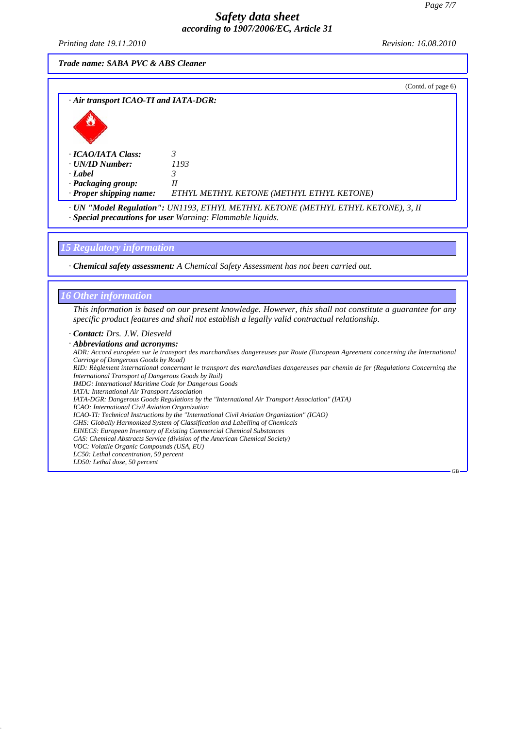Trade name: SABA PVC & ABS Cleaner

(Contd. of page 6)

· **Air transport ICAO-TI and IATA-DGR:**

| | |
|---|---|
| · **ICAO/IATA Class:** | 3 |
| · **UN/ID Number:** | 1193 |
| · **Label** | 3 |
| · **Packaging group:** | II |
| · **Proper shipping name:** | ETHYL METHYL KETONE (METHYL ETHYL KETONE) |

· **UN "Model Regulation":** UN1193, ETHYL METHYL KETONE (METHYL ETHYL KETONE), 3, II

· **Special precautions for user** Warning: Flammable liquids.

## 15 Regulatory information

· **Chemical safety assessment:** A Chemical Safety Assessment has not been carried out.

## 16 Other information

This information is based on our present knowledge. However, this shall not constitute a guarantee for any specific product features and shall not establish a legally valid contractual relationship.

· **Contact:** Drs. J.W. Diesveld

· **Abbreviations and acronyms:**

ADR: Accord européen sur le transport des marchandises dangereuses par Route (European Agreement concerning the International Carriage of Dangerous Goods by Road)
RID: Règlement international concernant le transport des marchandises dangereuses par chemin de fer (Regulations Concerning the International Transport of Dangerous Goods by Rail)
IMDG: International Maritime Code for Dangerous Goods
IATA: International Air Transport Association
IATA-DGR: Dangerous Goods Regulations by the "International Air Transport Association" (IATA)
ICAO: International Civil Aviation Organization
ICAO-TI: Technical Instructions by the "International Civil Aviation Organization" (ICAO)
GHS: Globally Harmonized System of Classification and Labelling of Chemicals
EINECS: European Inventory of Existing Commercial Chemical Substances
CAS: Chemical Abstracts Service (division of the American Chemical Society)
VOC: Volatile Organic Compounds (USA, EU)
LC50: Lethal concentration, 50 percent
LD50: Lethal dose, 50 percent